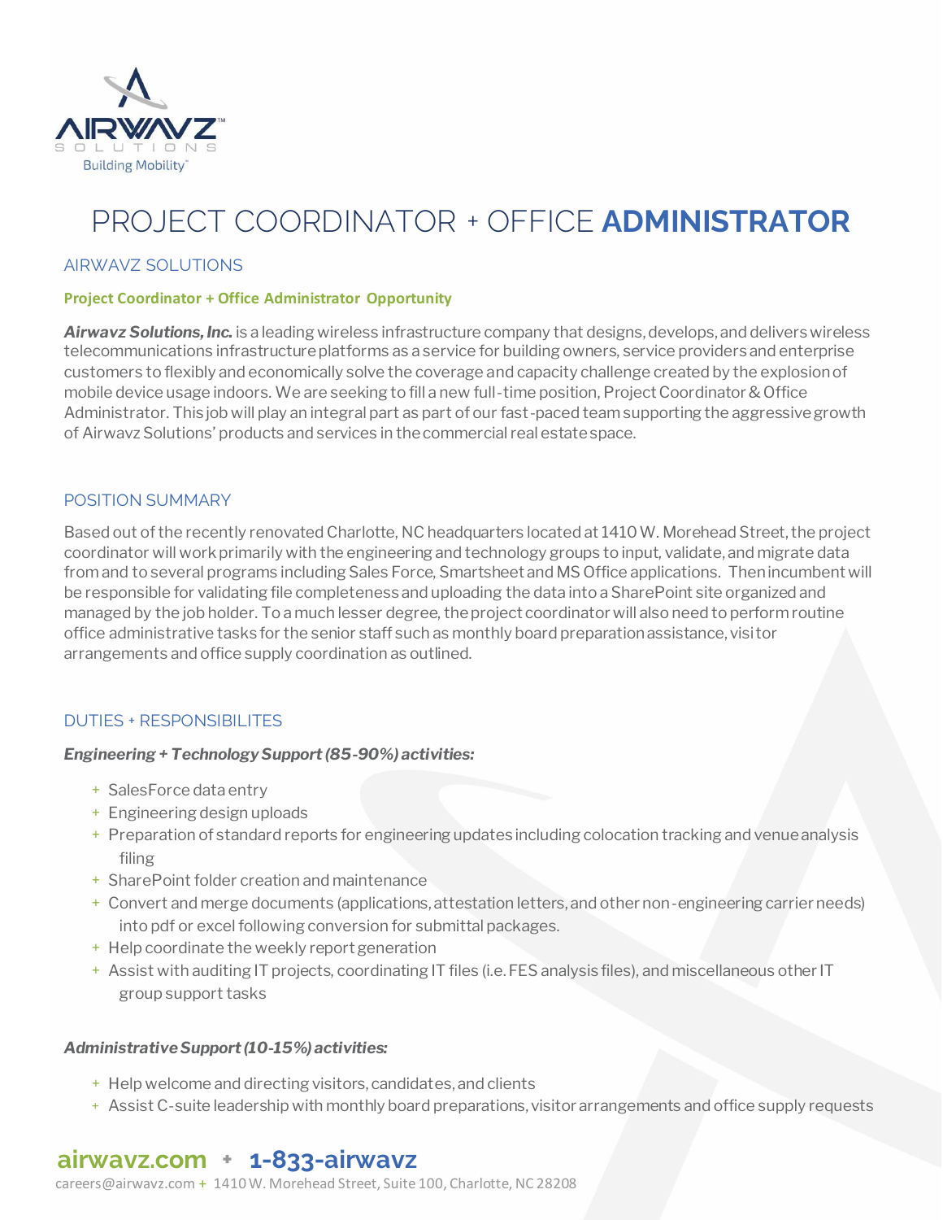# PROJECT COORDINATOR + OFFICE **ADMINISTRATOR**

## AIRWAVZ SOLUTIONS

**Project Coordinator + Office Administrator Opportunity**

***Airwavz Solutions, Inc.*** is a leading wireless infrastructure company that designs, develops, and delivers wireless telecommunications infrastructure platforms as a service for building owners, service providers and enterprise customers to flexibly and economically solve the coverage and capacity challenge created by the explosion of mobile device usage indoors. We are seeking to fill a new full-time position, Project Coordinator & Office Administrator. This job will play an integral part as part of our fast-paced team supporting the aggressive growth of Airwavz Solutions' products and services in the commercial real estate space.

## POSITION SUMMARY

Based out of the recently renovated Charlotte, NC headquarters located at 1410 W. Morehead Street, the project coordinator will work primarily with the engineering and technology groups to input, validate, and migrate data from and to several programs including Sales Force, Smartsheet and MS Office applications. Then incumbent will be responsible for validating file completeness and uploading the data into a SharePoint site organized and managed by the job holder. To a much lesser degree, the project coordinator will also need to perform routine office administrative tasks for the senior staff such as monthly board preparation assistance, visitor arrangements and office supply coordination as outlined.

## DUTIES + RESPONSIBILITES

***Engineering + Technology Support (85-90%) activities:***

- SalesForce data entry
- Engineering design uploads
- Preparation of standard reports for engineering updates including colocation tracking and venue analysis filing
- SharePoint folder creation and maintenance
- Convert and merge documents (applications, attestation letters, and other non-engineering carrier needs) into pdf or excel following conversion for submittal packages.
- Help coordinate the weekly report generation
- Assist with auditing IT projects, coordinating IT files (i.e. FES analysis files), and miscellaneous other IT group support tasks

***Administrative Support (10-15%) activities:***

- Help welcome and directing visitors, candidates, and clients
- Assist C-suite leadership with monthly board preparations, visitor arrangements and office supply requests

**airwavz.com + 1-833-airwavz**

careers@airwavz.com + 1410 W. Morehead Street, Suite 100, Charlotte, NC 28208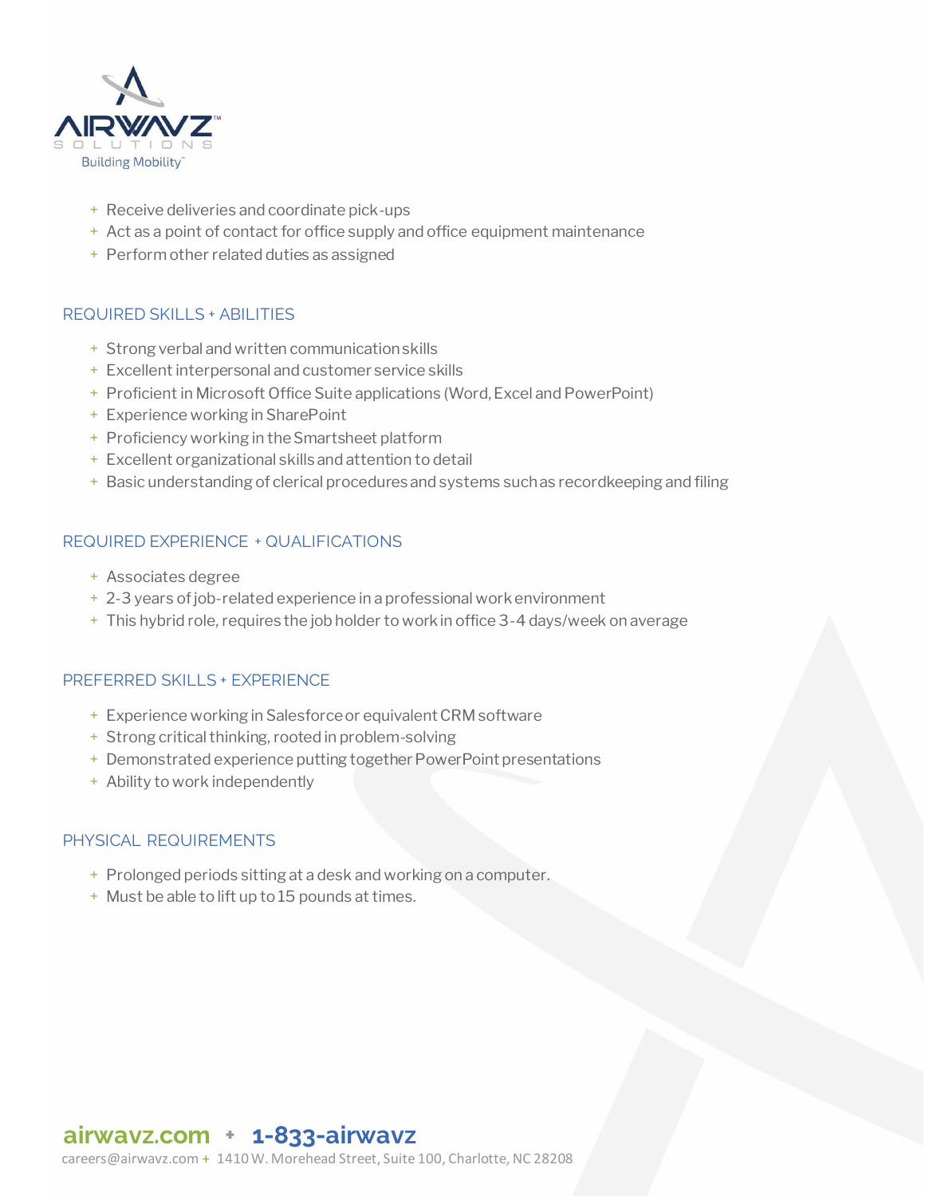- Receive deliveries and coordinate pick-ups
- Act as a point of contact for office supply and office equipment maintenance
- Perform other related duties as assigned

## REQUIRED SKILLS + ABILITIES

- Strong verbal and written communication skills
- Excellent interpersonal and customer service skills
- Proficient in Microsoft Office Suite applications (Word, Excel and PowerPoint)
- Experience working in SharePoint
- Proficiency working in the Smartsheet platform
- Excellent organizational skills and attention to detail
- Basic understanding of clerical procedures and systems such as recordkeeping and filing

## REQUIRED EXPERIENCE + QUALIFICATIONS

- Associates degree
- 2-3 years of job-related experience in a professional work environment
- This hybrid role, requires the job holder to work in office 3-4 days/week on average

## PREFERRED SKILLS + EXPERIENCE

- Experience working in Salesforce or equivalent CRM software
- Strong critical thinking, rooted in problem-solving
- Demonstrated experience putting together PowerPoint presentations
- Ability to work independently

## PHYSICAL REQUIREMENTS

- Prolonged periods sitting at a desk and working on a computer.
- Must be able to lift up to 15 pounds at times.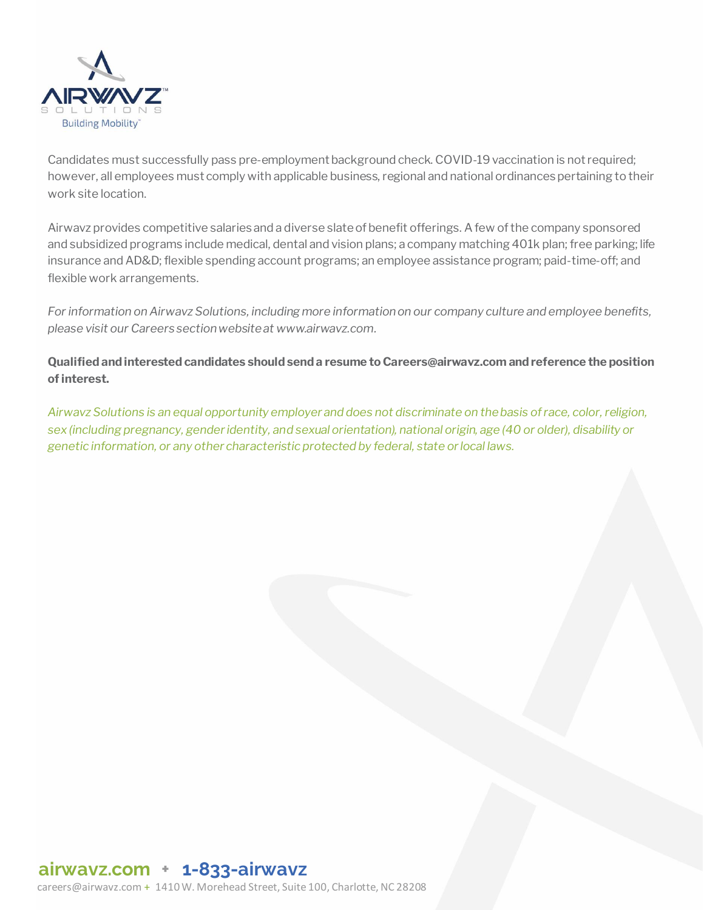Candidates must successfully pass pre-employment background check. COVID-19 vaccination is not required; however, all employees must comply with applicable business, regional and national ordinances pertaining to their work site location.

Airwavz provides competitive salaries and a diverse slate of benefit offerings. A few of the company sponsored and subsidized programs include medical, dental and vision plans; a company matching 401k plan; free parking; life insurance and AD&D; flexible spending account programs; an employee assistance program; paid-time-off; and flexible work arrangements.

*For information on Airwavz Solutions, including more information on our company culture and employee benefits, please visit our Careers section website at www.airwavz.com.*

**Qualified and interested candidates should send a resume to Careers@airwavz.com and reference the position of interest.**

*Airwavz Solutions is an equal opportunity employer and does not discriminate on the basis of race, color, religion, sex (including pregnancy, gender identity, and sexual orientation), national origin, age (40 or older), disability or genetic information, or any other characteristic protected by federal, state or local laws.*